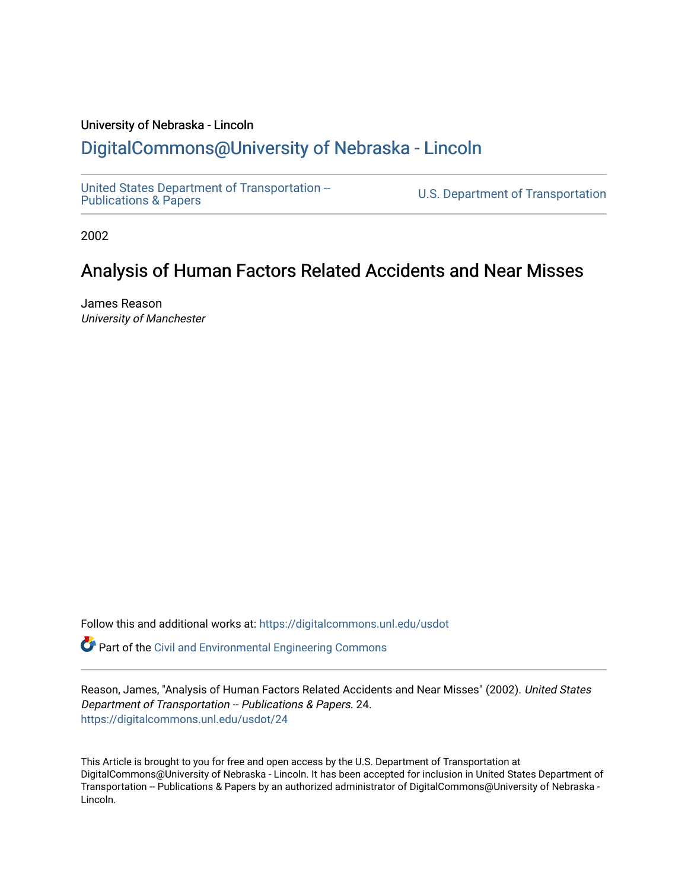University of Nebraska - Lincoln

# DigitalCommons@University of Nebraska - Lincoln

United States Department of Transportation -- Publications & Papers | U.S. Department of Transportation

2002

## Analysis of Human Factors Related Accidents and Near Misses

James Reason
*University of Manchester*

Follow this and additional works at: https://digitalcommons.unl.edu/usdot

Part of the Civil and Environmental Engineering Commons

Reason, James, "Analysis of Human Factors Related Accidents and Near Misses" (2002). *United States Department of Transportation -- Publications & Papers*. 24.
https://digitalcommons.unl.edu/usdot/24

This Article is brought to you for free and open access by the U.S. Department of Transportation at DigitalCommons@University of Nebraska - Lincoln. It has been accepted for inclusion in United States Department of Transportation -- Publications & Papers by an authorized administrator of DigitalCommons@University of Nebraska - Lincoln.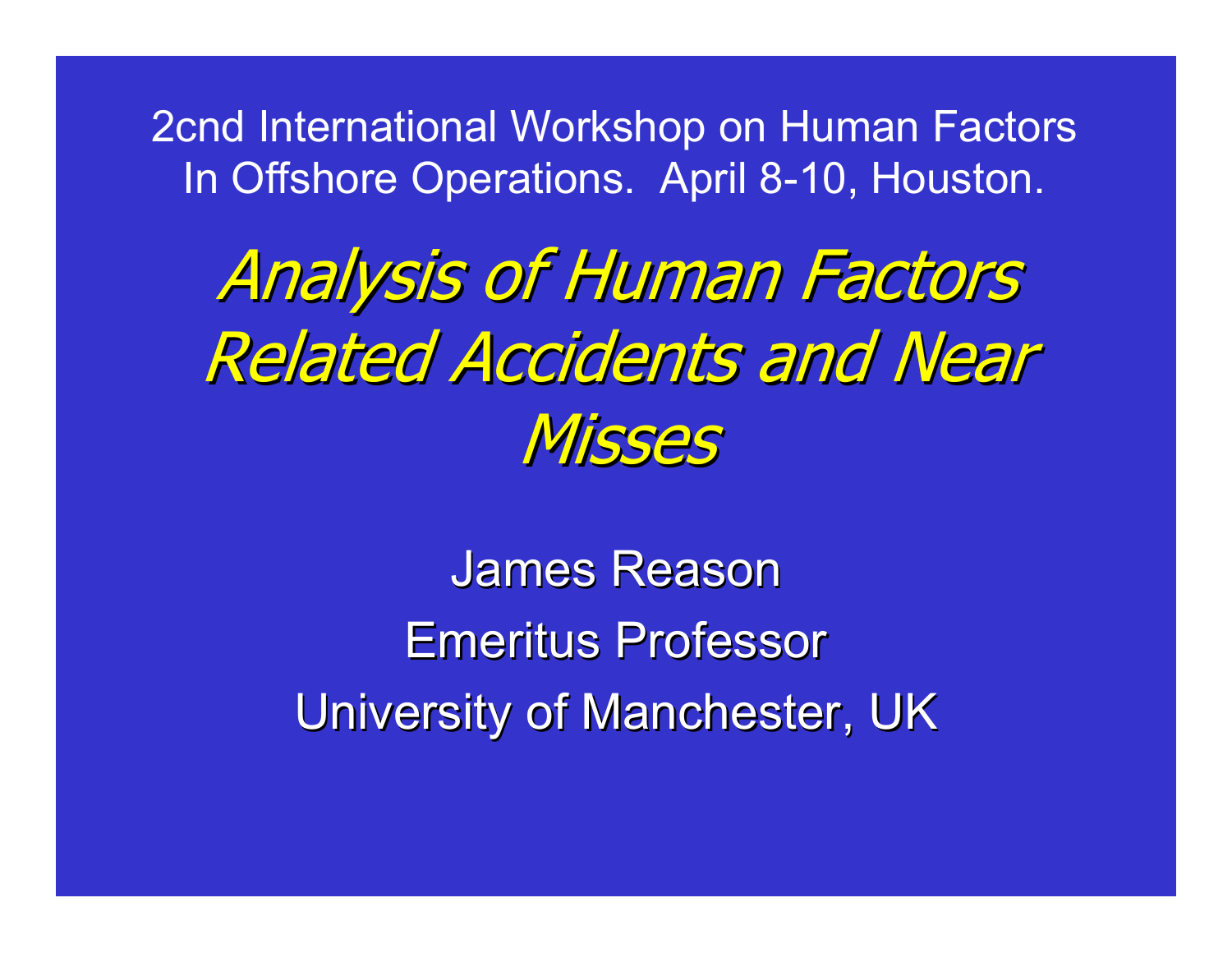2cnd International Workshop on Human Factors In Offshore Operations. April 8-10, Houston.

# *Analysis of Human Factors Related Accidents and Near Misses*

James Reason

Emeritus Professor

University of Manchester, UK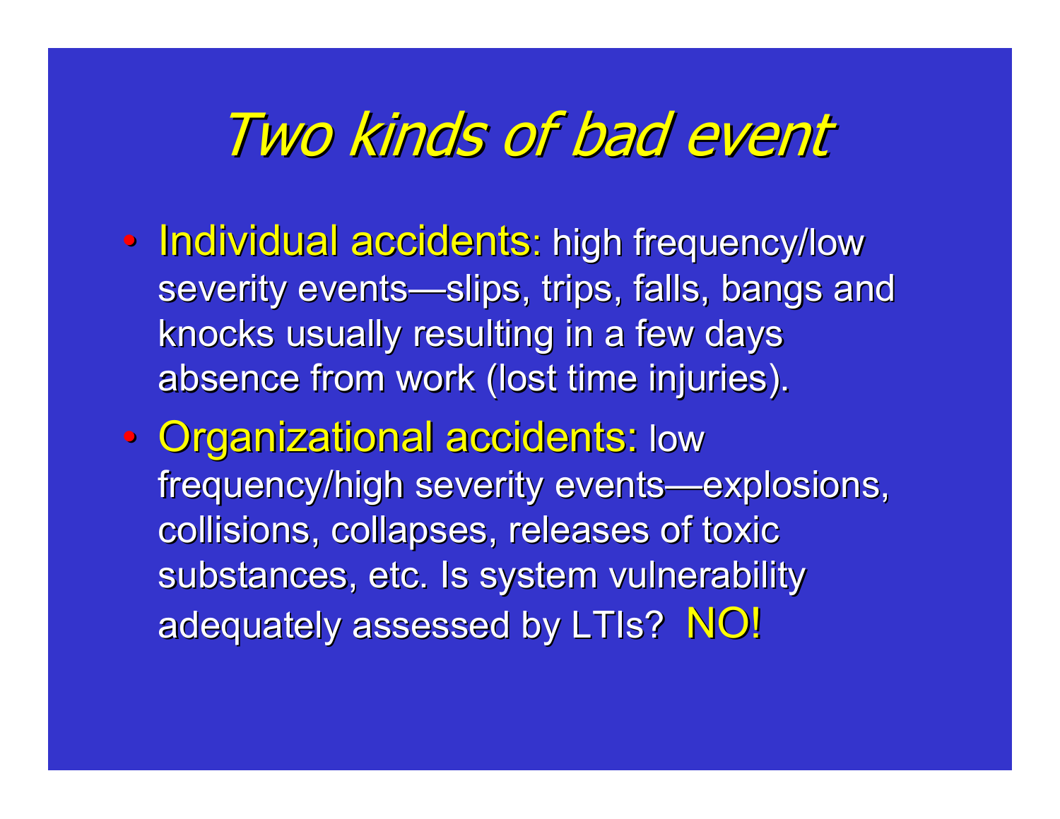# *Two kinds of bad event*

- Individual accidents: high frequency/low severity events—slips, trips, falls, bangs and knocks usually resulting in a few days absence from work (lost time injuries).
- Organizational accidents: low frequency/high severity events—explosions, collisions, collapses, releases of toxic substances, etc. Is system vulnerability adequately assessed by LTIs? NO!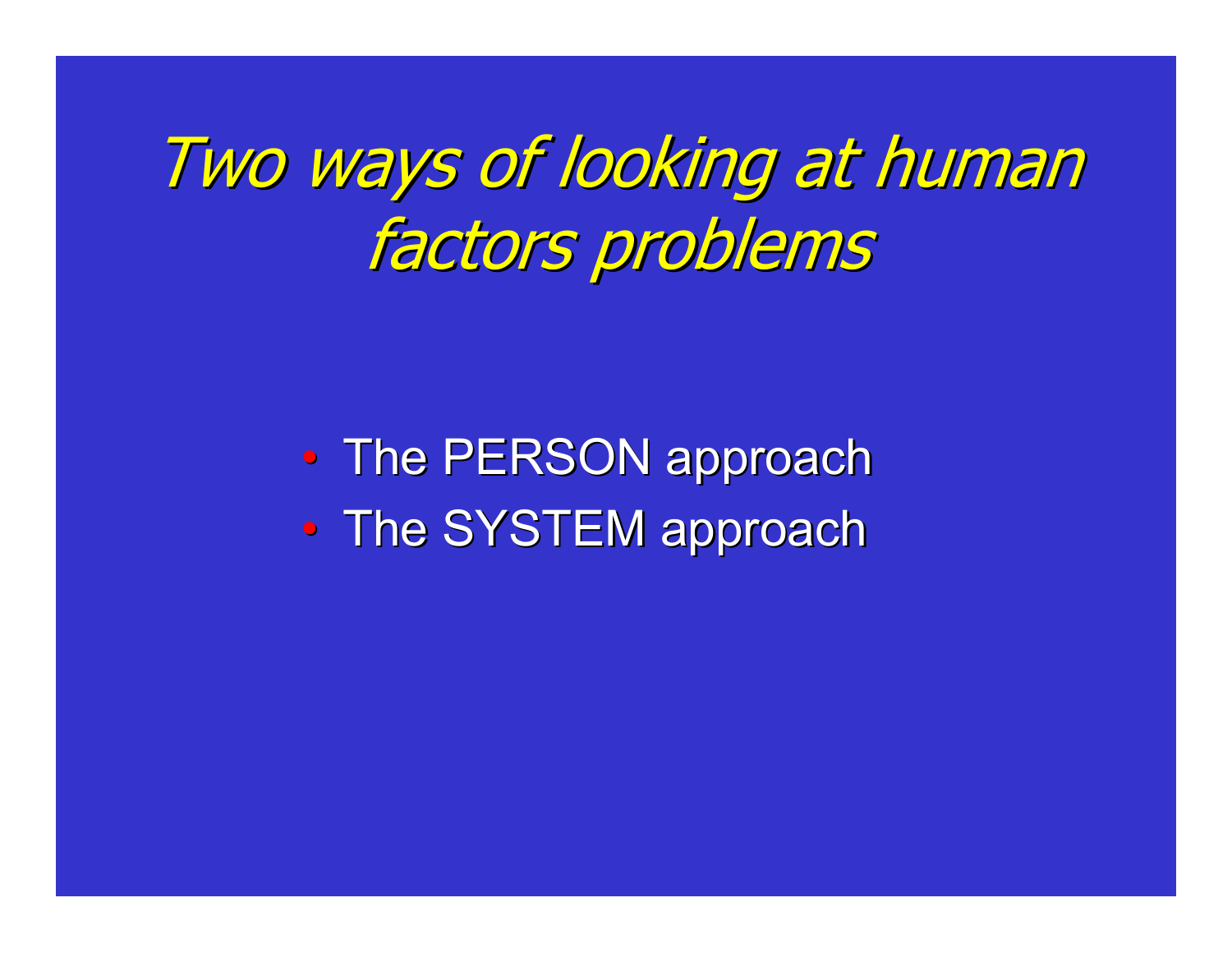# *Two ways of looking at human factors problems*

- The PERSON approach
- The SYSTEM approach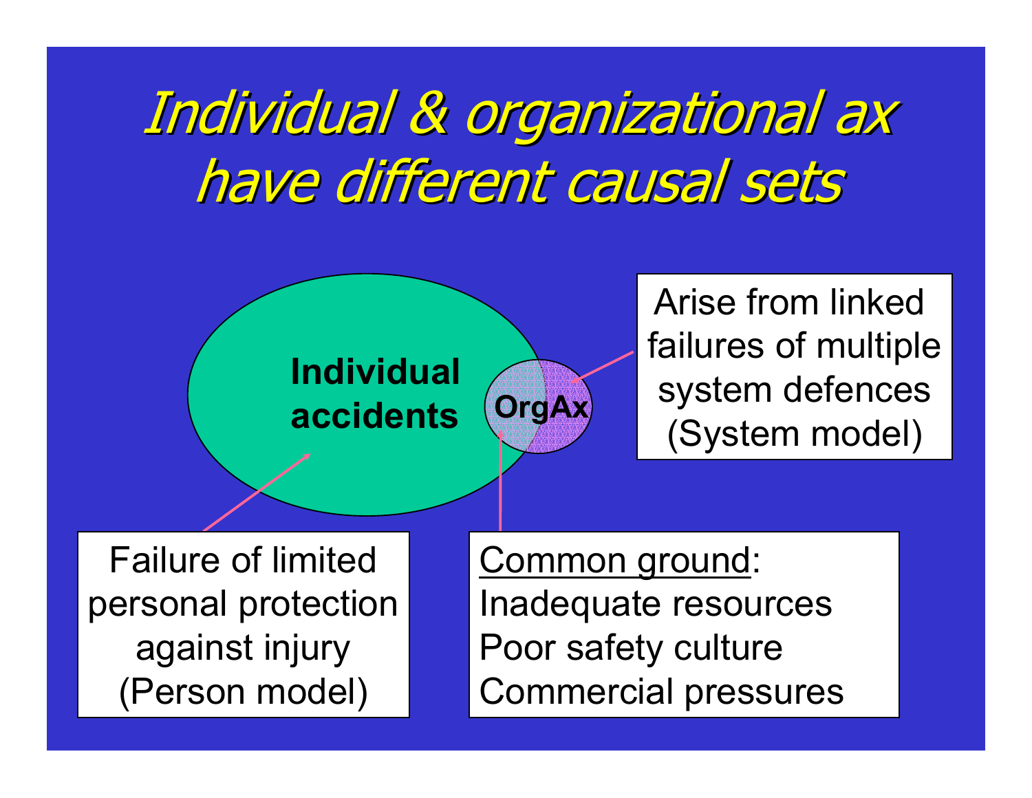# *Individual & organizational ax have different causal sets*

**Individual accidents**

**OrgAx**

Arise from linked failures of multiple system defences (System model)

Failure of limited personal protection against injury (Person model)

Common ground:
Inadequate resources
Poor safety culture
Commercial pressures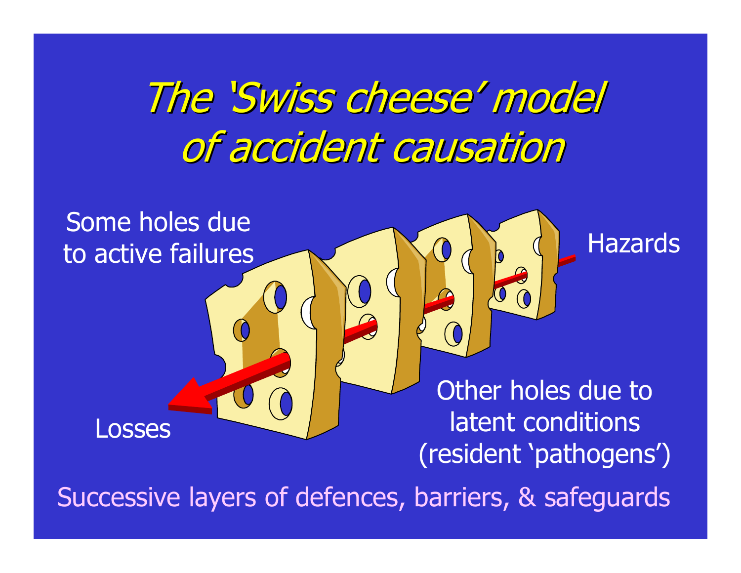# *The 'Swiss cheese' model of accident causation*

Some holes due to active failures

Hazards

Losses

Other holes due to latent conditions (resident 'pathogens')

Successive layers of defences, barriers, & safeguards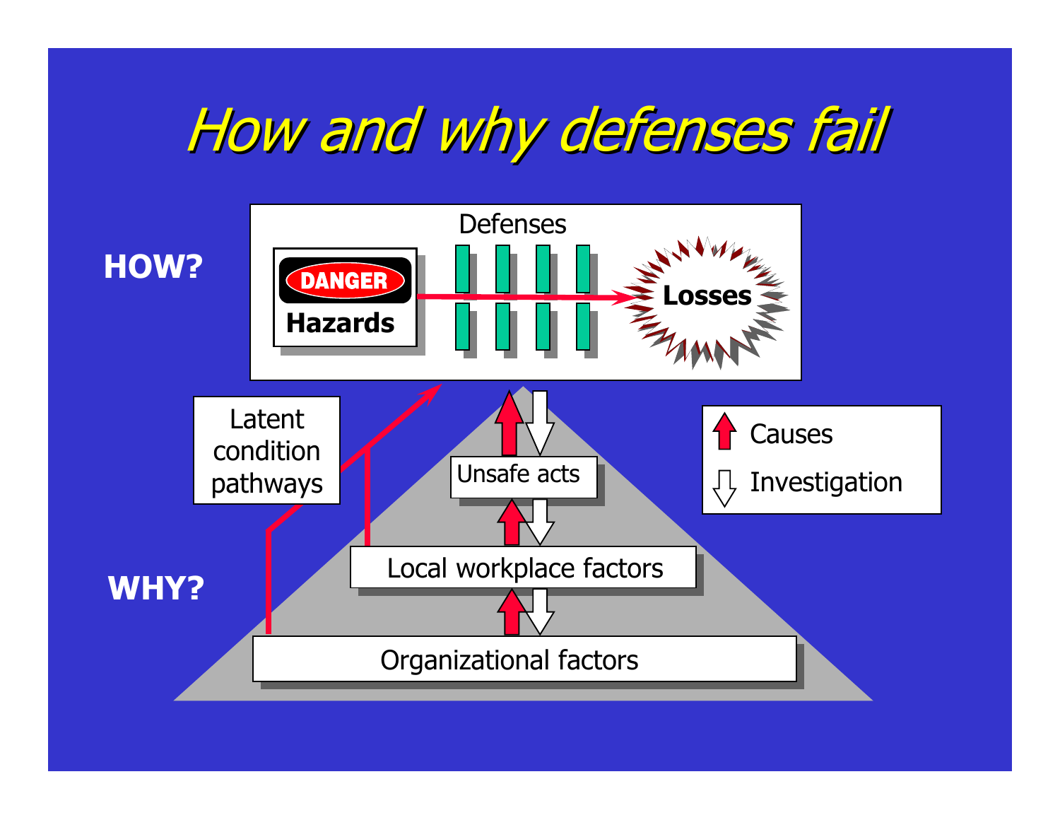# How and why defenses fail

**HOW?**

Defenses

**DANGER**

**Hazards**

**Losses**

Latent condition pathways

Unsafe acts

Local workplace factors

Organizational factors

**WHY?**

Causes

Investigation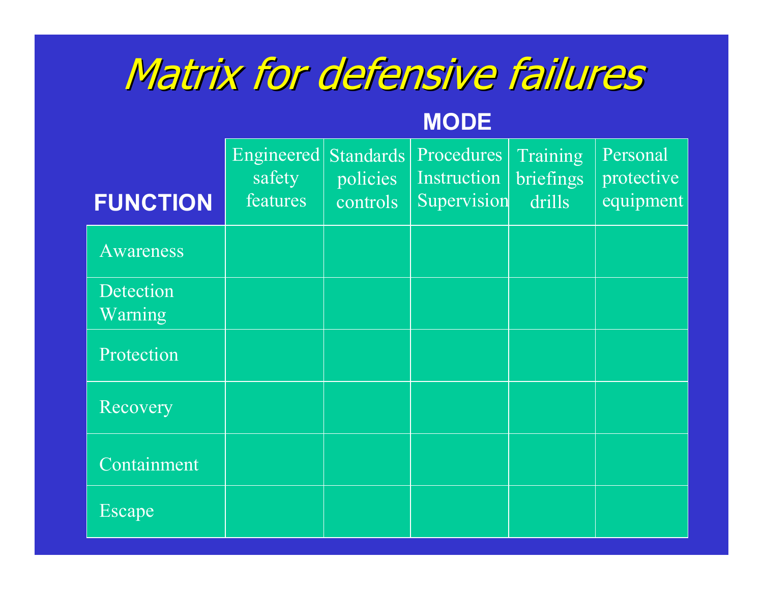# Matrix for defensive failures

| FUNCTION | Engineered safety features | Standards policies controls | Procedures Instruction Supervision | Training briefings drills | Personal protective equipment |
|---|---|---|---|---|---|
| Awareness | | | | | |
| Detection Warning | | | | | |
| Protection | | | | | |
| Recovery | | | | | |
| Containment | | | | | |
| Escape | | | | | |

MODE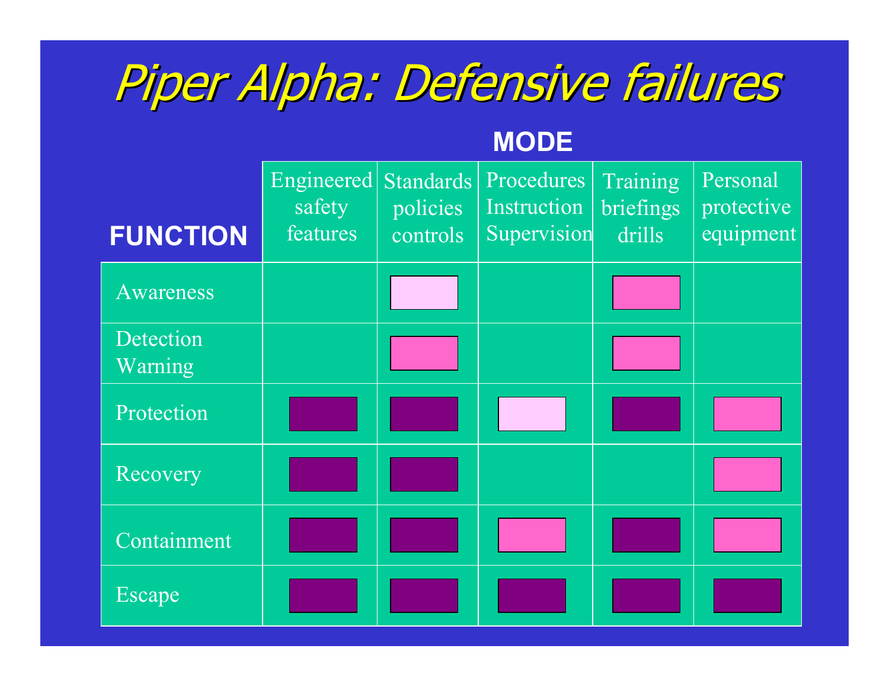# *Piper Alpha: Defensive failures*

| **FUNCTION** \ **MODE** | Engineered safety features | Standards policies controls | Procedures Instruction Supervision | Training briefings drills | Personal protective equipment |
|---|---|---|---|---|---|
| Awareness | | Light pink | | Pink | |
| Detection Warning | | Pink | | Pink | |
| Protection | Purple | Purple | Light pink | Purple | Pink |
| Recovery | Purple | Purple | | | Pink |
| Containment | Purple | Purple | Pink | Purple | Pink |
| Escape | Purple | Purple | Purple | Purple | Purple |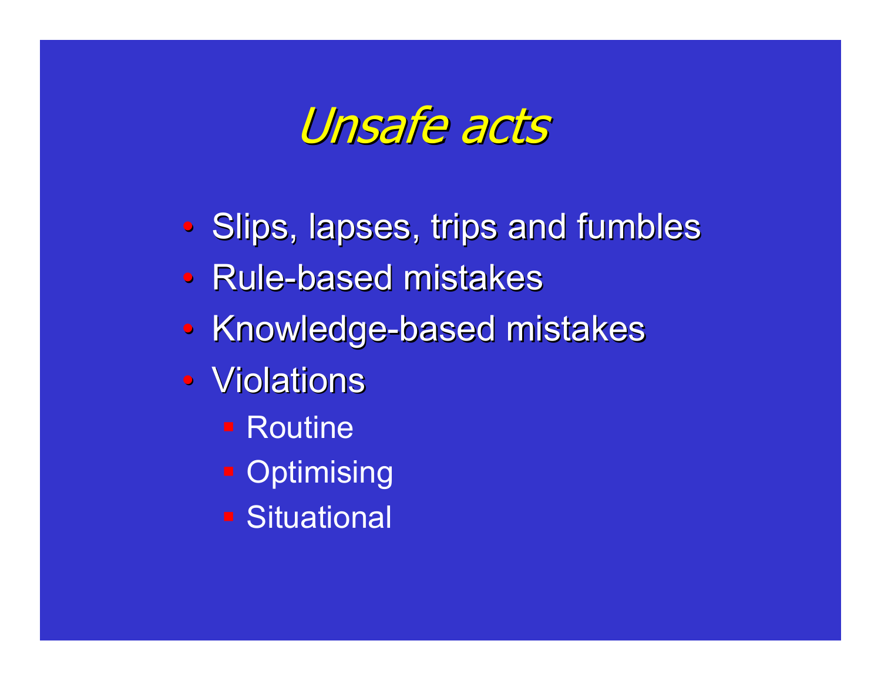# *Unsafe acts*

- Slips, lapses, trips and fumbles
- Rule-based mistakes
- Knowledge-based mistakes
- Violations
  - Routine
  - Optimising
  - Situational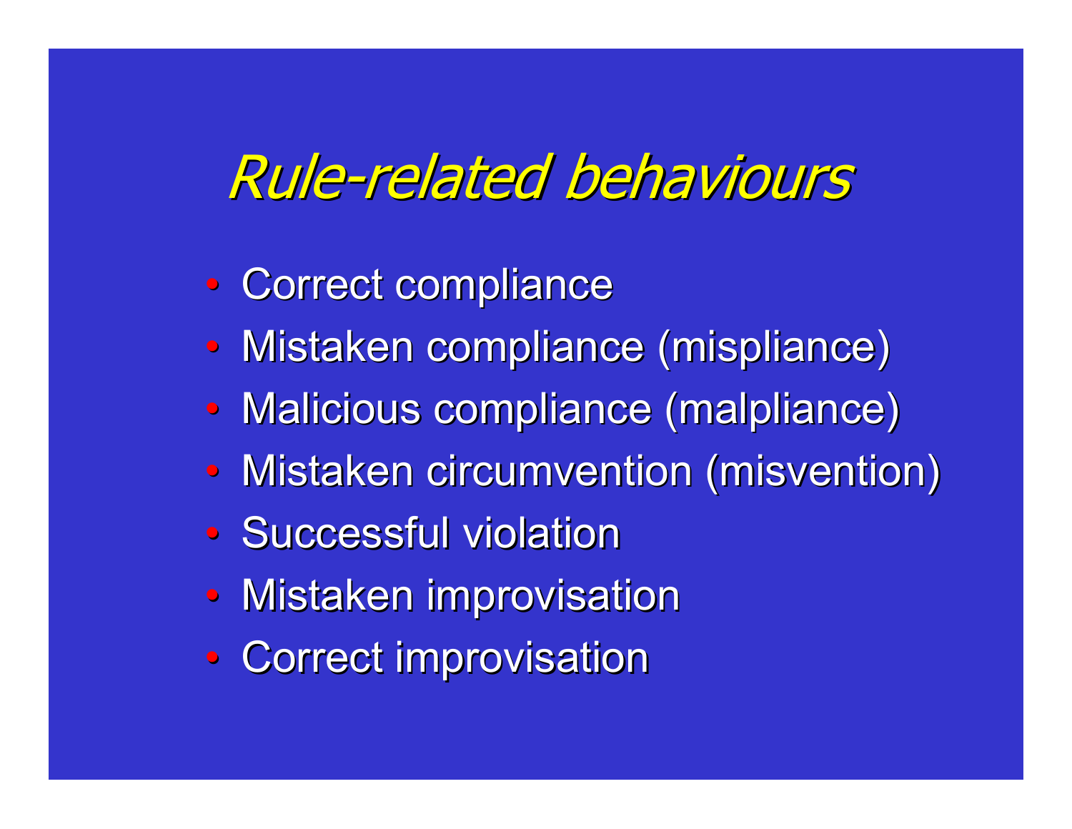# *Rule-related behaviours*

- Correct compliance
- Mistaken compliance (mispliance)
- Malicious compliance (malpliance)
- Mistaken circumvention (misvention)
- Successful violation
- Mistaken improvisation
- Correct improvisation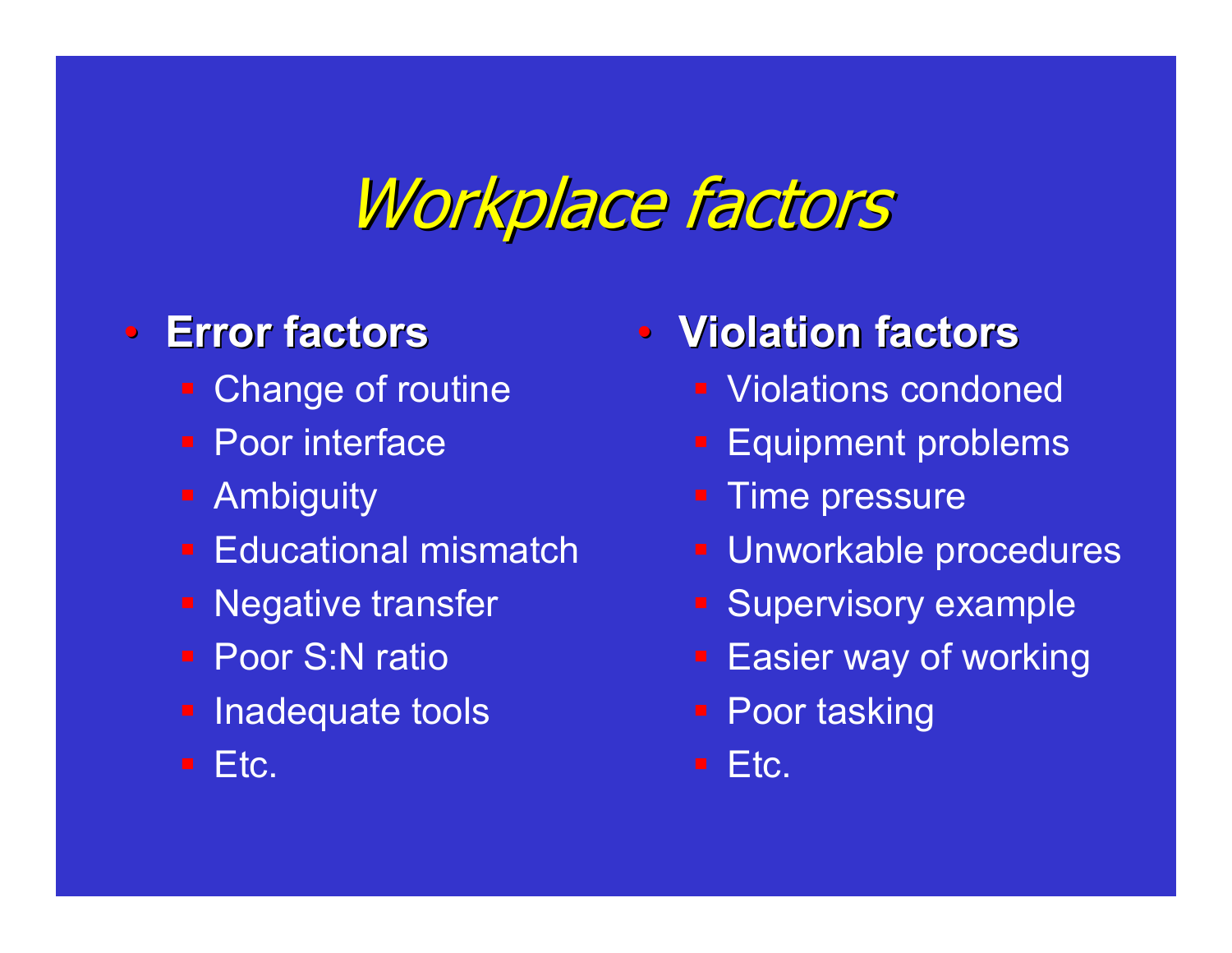# Workplace factors

- **Error factors**
  - Change of routine
  - Poor interface
  - Ambiguity
  - Educational mismatch
  - Negative transfer
  - Poor S:N ratio
  - Inadequate tools
  - Etc.
- **Violation factors**
  - Violations condoned
  - Equipment problems
  - Time pressure
  - Unworkable procedures
  - Supervisory example
  - Easier way of working
  - Poor tasking
  - Etc.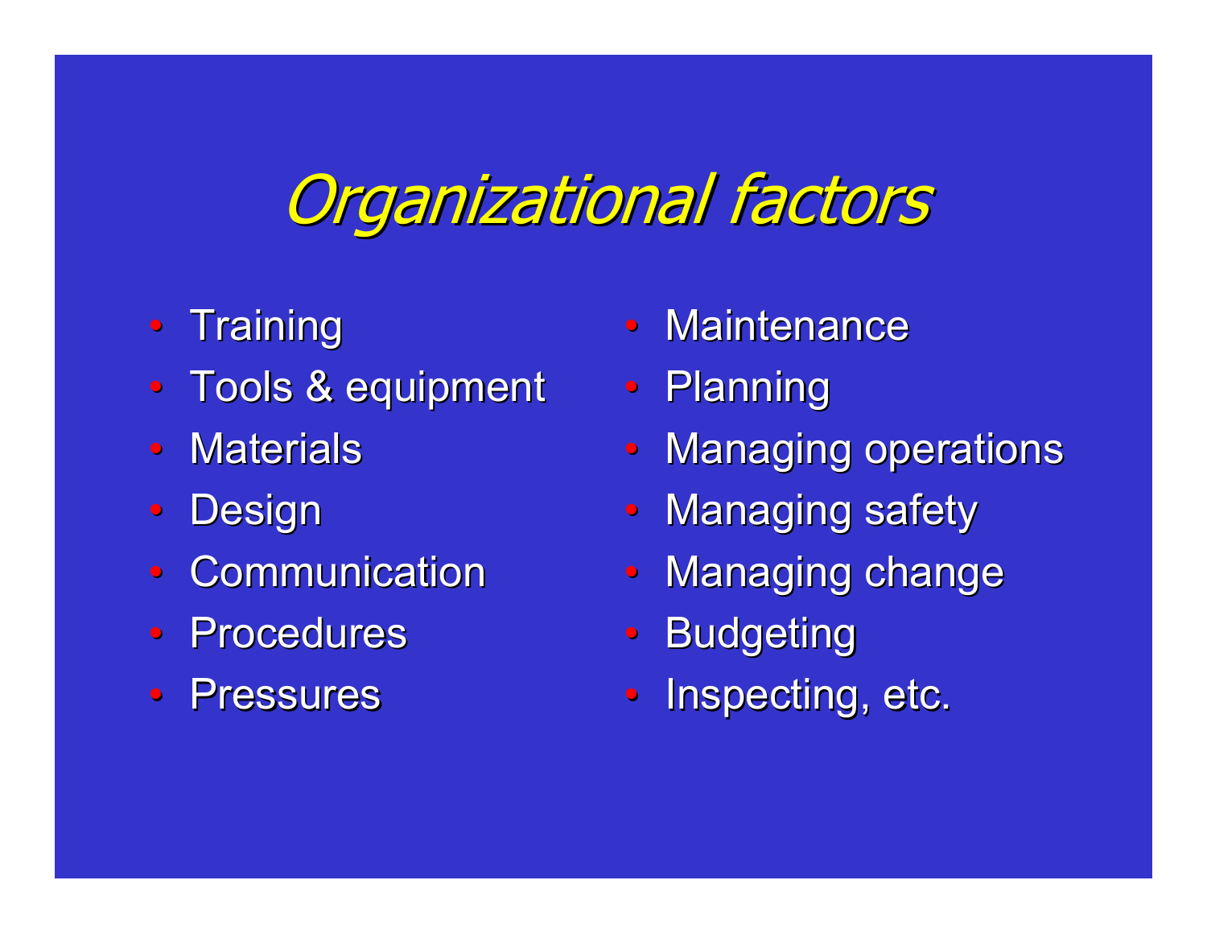# *Organizational factors*

- Training
- Tools & equipment
- Materials
- Design
- Communication
- Procedures
- Pressures
- Maintenance
- Planning
- Managing operations
- Managing safety
- Managing change
- Budgeting
- Inspecting, etc.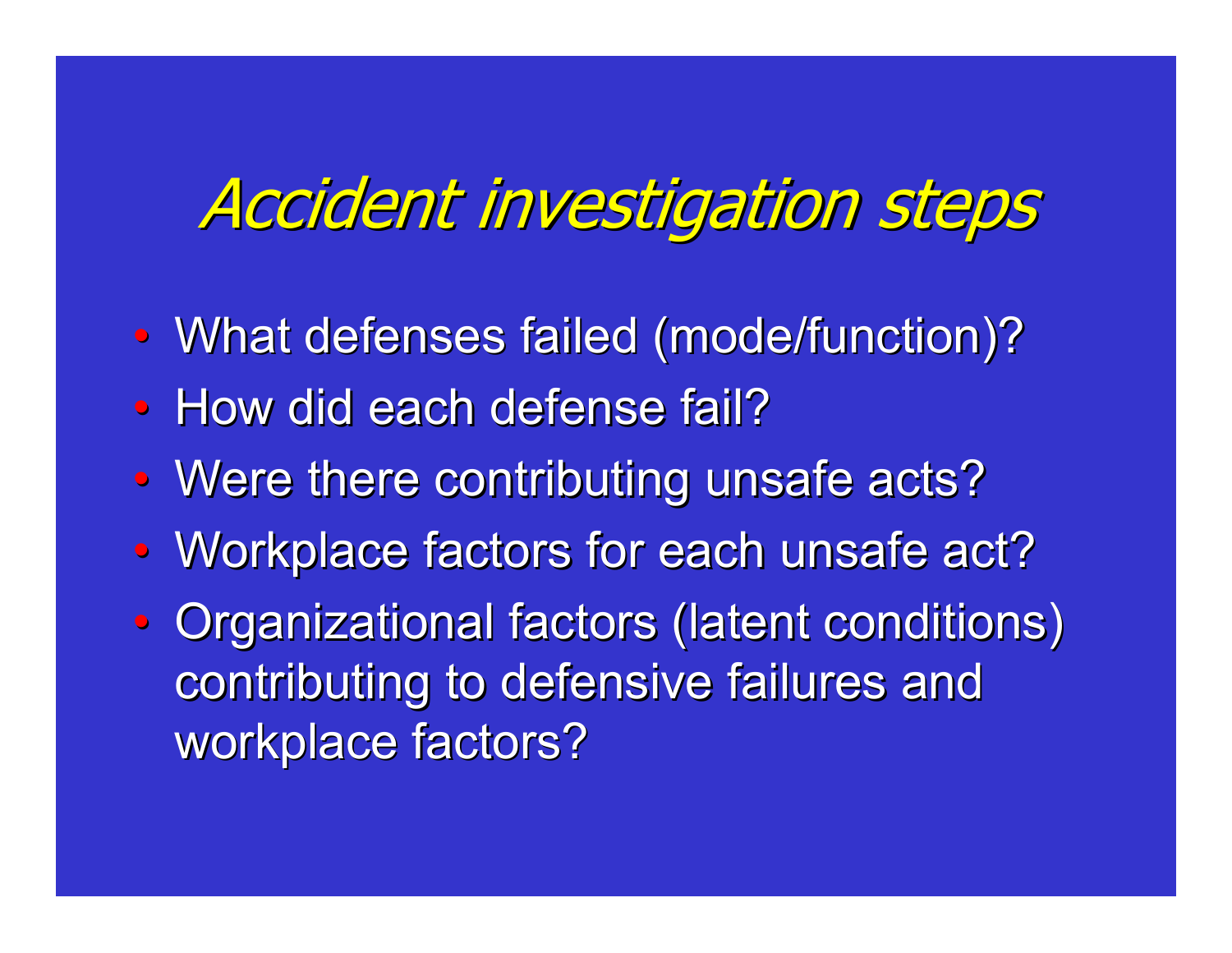# *Accident investigation steps*

- What defenses failed (mode/function)?
- How did each defense fail?
- Were there contributing unsafe acts?
- Workplace factors for each unsafe act?
- Organizational factors (latent conditions) contributing to defensive failures and workplace factors?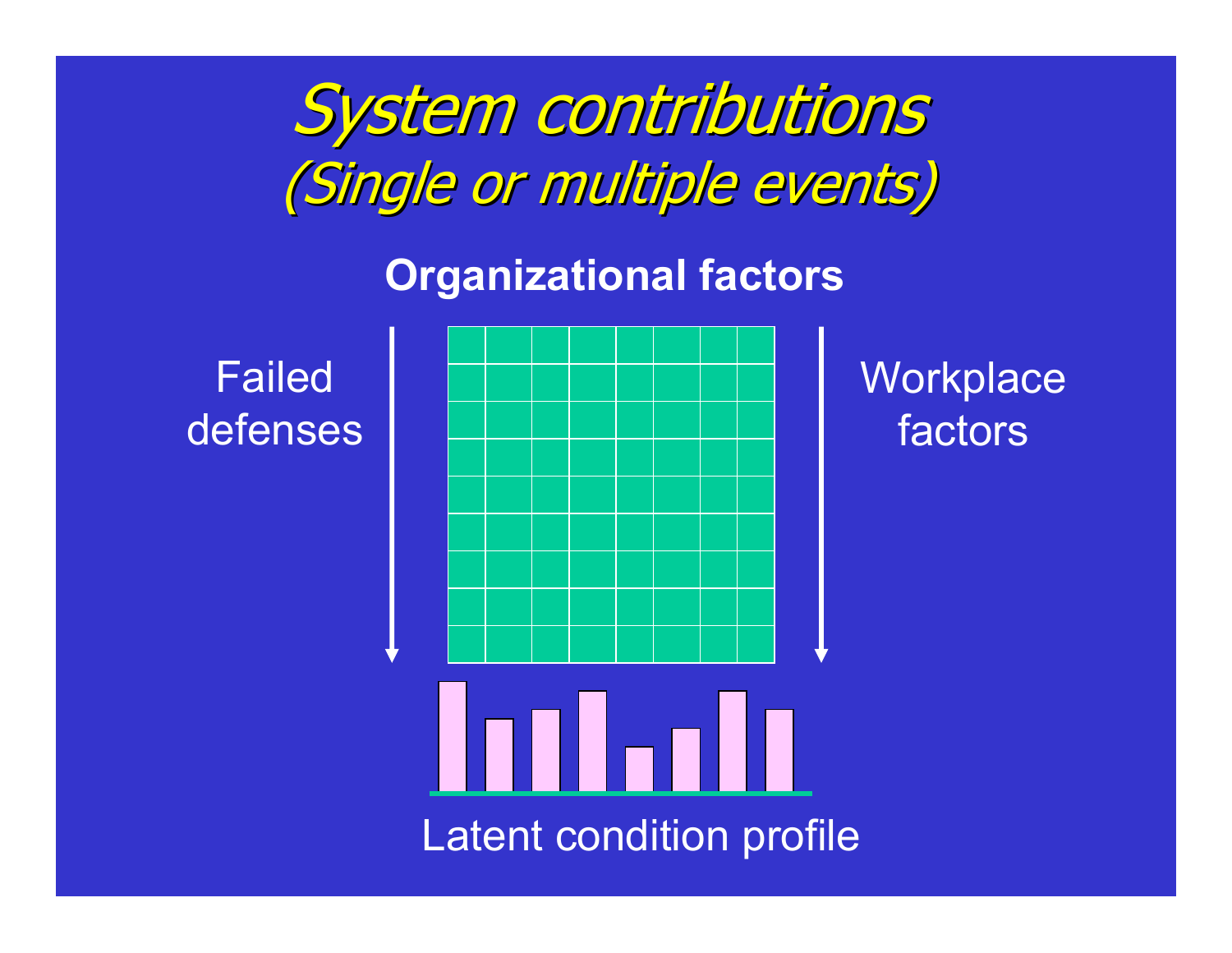# *System contributions*
## *(Single or multiple events)*

**Organizational factors**

Failed defenses

Workplace factors

Latent condition profile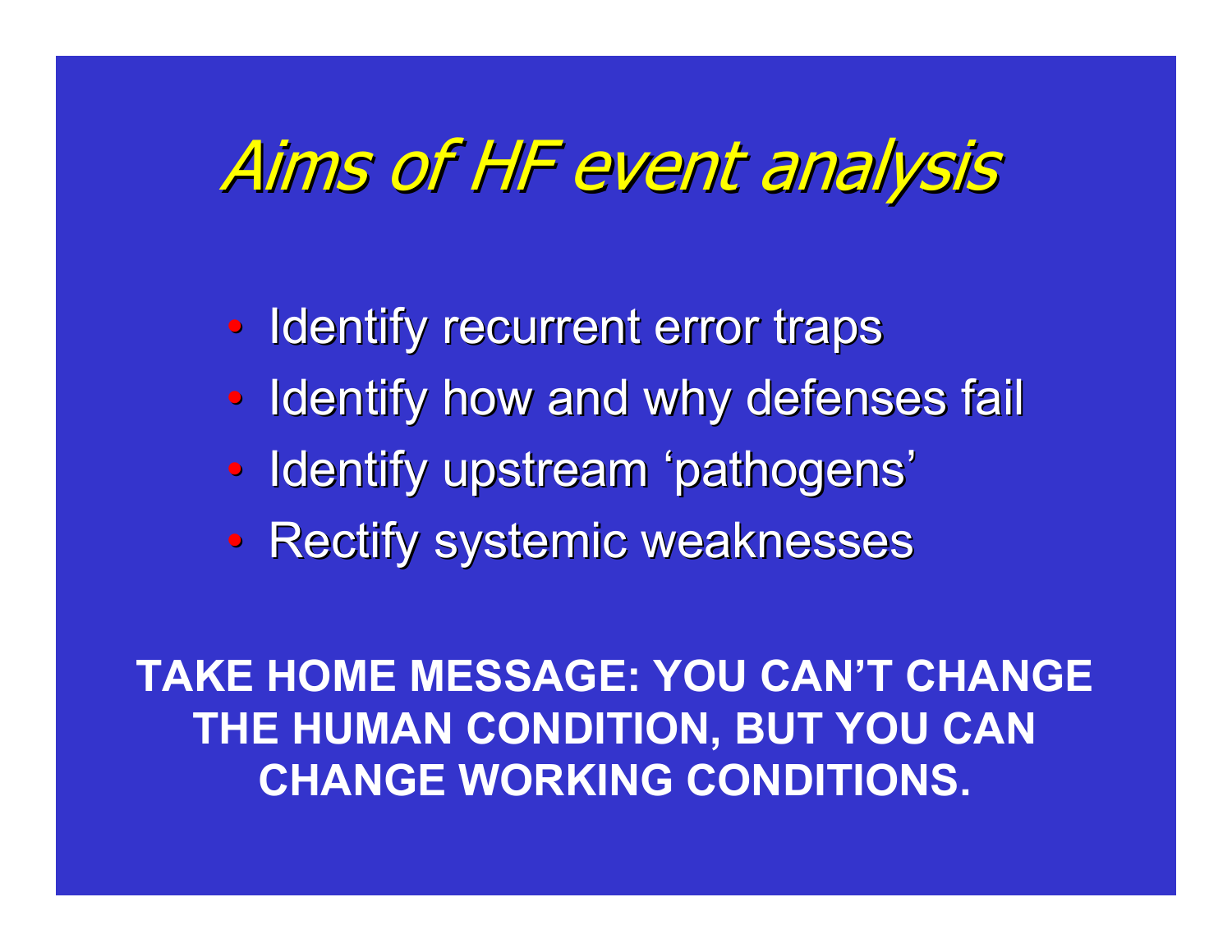# *Aims of HF event analysis*

- Identify recurrent error traps
- Identify how and why defenses fail
- Identify upstream 'pathogens'
- Rectify systemic weaknesses

**TAKE HOME MESSAGE: YOU CAN'T CHANGE THE HUMAN CONDITION, BUT YOU CAN CHANGE WORKING CONDITIONS.**